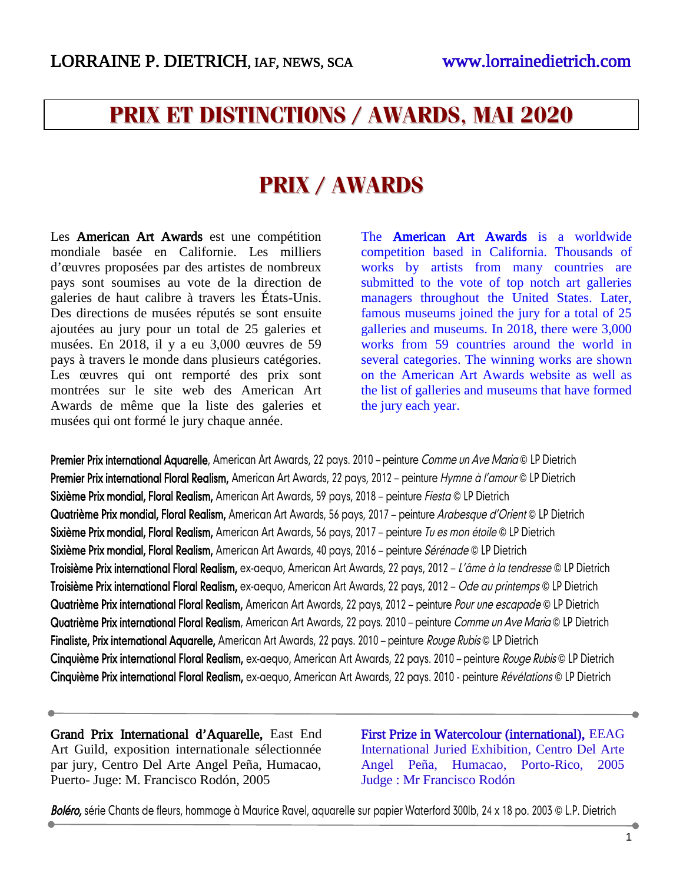LORRAINE P. DIETRICH, IAF, NEWS, SCA www.lorrainedietrich.com

# PRIX ET DISTINCTIONS / AWARDS, MAI 2020

## PRIX / AWARDS

Les **American Art Awards** est une compétition mondiale basée en Californie. Les milliers d'œuvres proposées par des artistes de nombreux pays sont soumises au vote de la direction de galeries de haut calibre à travers les États-Unis. Des directions de musées réputés se sont ensuite ajoutées au jury pour un total de 25 galeries et musées. En 2018, il y a eu 3,000 œuvres de 59 pays à travers le monde dans plusieurs catégories. Les œuvres qui ont remporté des prix sont montrées sur le site web des American Art Awards de même que la liste des galeries et musées qui ont formé le jury chaque année.

The **American Art Awards** is a worldwide competition based in California. Thousands of works by artists from many countries are submitted to the vote of top notch art galleries managers throughout the United States. Later, famous museums joined the jury for a total of 25 galleries and museums. In 2018, there were 3,000 works from 59 countries around the world in several categories. The winning works are shown on the American Art Awards website as well as the list of galleries and museums that have formed the jury each year.

**Premier Prix international Aquarelle**, American Art Awards, 22 pays. 2010 – peinture *Comme un Ave Maria* © LP Dietrich
**Premier Prix international Floral Realism,** American Art Awards, 22 pays, 2012 – peinture *Hymne à l'amour* © LP Dietrich
**Sixième Prix mondial, Floral Realism,** American Art Awards, 59 pays, 2018 – peinture *Fiesta* © LP Dietrich
**Quatrième Prix mondial, Floral Realism,** American Art Awards, 56 pays, 2017 – peinture *Arabesque d'Orient* © LP Dietrich
**Sixième Prix mondial, Floral Realism,** American Art Awards, 56 pays, 2017 – peinture *Tu es mon étoile* © LP Dietrich
**Sixième Prix mondial, Floral Realism,** American Art Awards, 40 pays, 2016 – peinture *Sérénade* © LP Dietrich
**Troisième Prix international Floral Realism,** ex-aequo, American Art Awards, 22 pays, 2012 – *L'âme à la tendresse* © LP Dietrich
**Troisième Prix international Floral Realism,** ex-aequo, American Art Awards, 22 pays, 2012 – *Ode au printemps* © LP Dietrich
**Quatrième Prix international Floral Realism,** American Art Awards, 22 pays, 2012 – peinture *Pour une escapade* © LP Dietrich
**Quatrième Prix international Floral Realism**, American Art Awards, 22 pays. 2010 – peinture *Comme un Ave Maria* © LP Dietrich
**Finaliste, Prix international Aquarelle,** American Art Awards, 22 pays. 2010 – peinture *Rouge Rubis* © LP Dietrich
**Cinquième Prix international Floral Realism,** ex-aequo, American Art Awards, 22 pays. 2010 – peinture *Rouge Rubis* © LP Dietrich
**Cinquième Prix international Floral Realism,** ex-aequo, American Art Awards, 22 pays. 2010 - peinture *Révélations* © LP Dietrich

---

**Grand Prix International d'Aquarelle,** East End Art Guild, exposition internationale sélectionnée par jury, Centro Del Arte Angel Peña, Humacao, Puerto- Juge: M. Francisco Rodón, 2005

**First Prize in Watercolour (international),** EEAG International Juried Exhibition, Centro Del Arte Angel Peña, Humacao, Porto-Rico, 2005 Judge : Mr Francisco Rodón

***Boléro,*** série Chants de fleurs, hommage à Maurice Ravel, aquarelle sur papier Waterford 300lb, 24 x 18 po. 2003 © L.P. Dietrich

---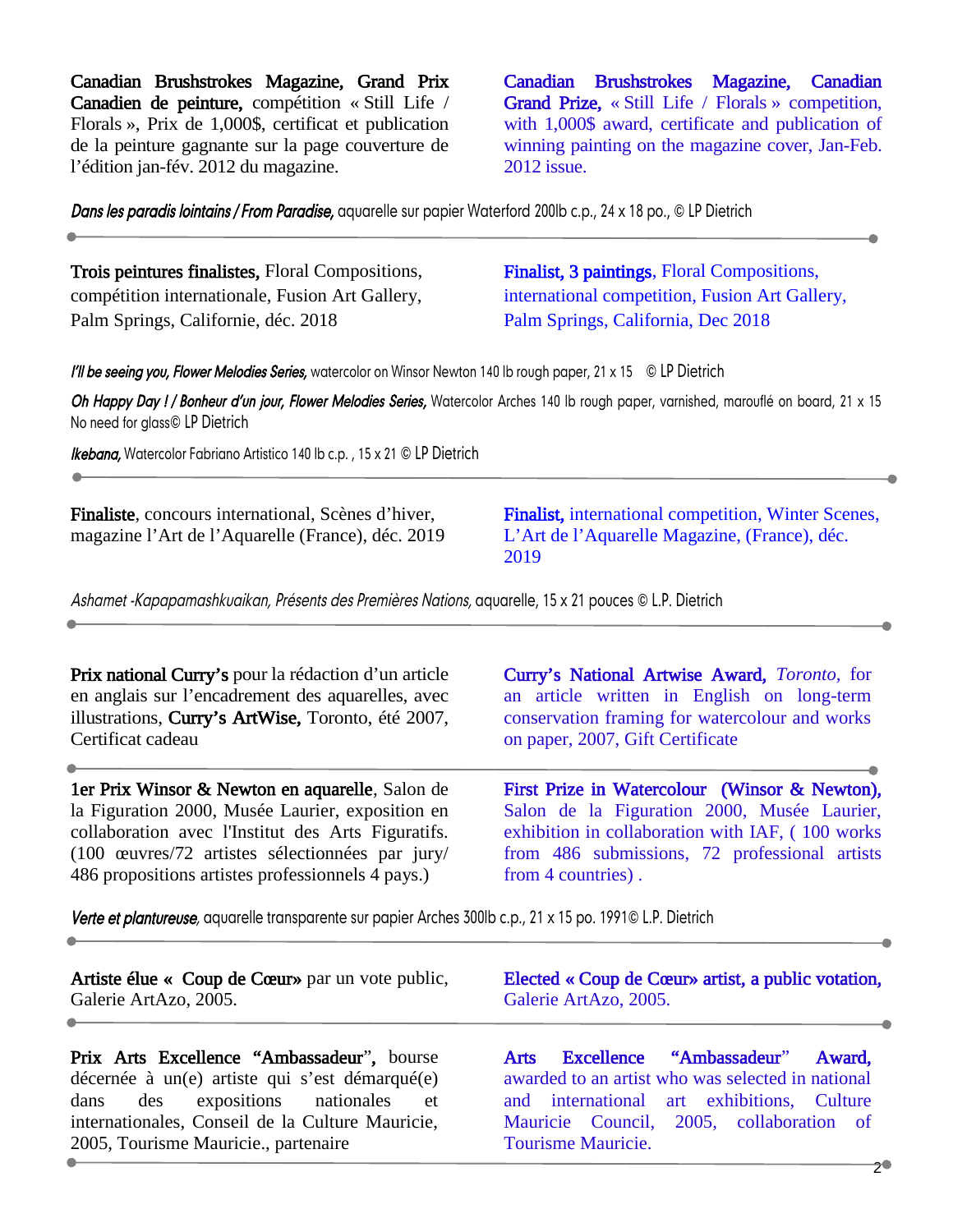**Canadian Brushstrokes Magazine, Grand Prix Canadien de peinture,** compétition « Still Life / Florals », Prix de 1,000$, certificat et publication de la peinture gagnante sur la page couverture de l'édition jan-fév. 2012 du magazine.

**Canadian Brushstrokes Magazine, Canadian Grand Prize,** « Still Life / Florals » competition, with 1,000$ award, certificate and publication of winning painting on the magazine cover, Jan-Feb. 2012 issue.

***Dans les paradis lointains / From Paradise,*** aquarelle sur papier Waterford 200lb c.p., 24 x 18 po., © LP Dietrich

---

**Trois peintures finalistes,** Floral Compositions, compétition internationale, Fusion Art Gallery, Palm Springs, Californie, déc. 2018

**Finalist, 3 paintings**, Floral Compositions, international competition, Fusion Art Gallery, Palm Springs, California, Dec 2018

***I'll be seeing you, Flower Melodies Series,*** watercolor on Winsor Newton 140 lb rough paper, 21 x 15 © LP Dietrich

***Oh Happy Day ! / Bonheur d'un jour, Flower Melodies Series,*** Watercolor Arches 140 lb rough paper, varnished, marouflé on board, 21 x 15 No need for glass© LP Dietrich

***Ikebana,*** Watercolor Fabriano Artistico 140 lb c.p. , 15 x 21 © LP Dietrich

---

**Finaliste**, concours international, Scènes d'hiver, magazine l'Art de l'Aquarelle (France), déc. 2019

**Finalist,** international competition, Winter Scenes, L'Art de l'Aquarelle Magazine, (France), déc. 2019

*Ashamet -Kapapamashkuaikan, Présents des Premières Nations,* aquarelle, 15 x 21 pouces © L.P. Dietrich

---

**Prix national Curry's** pour la rédaction d'un article en anglais sur l'encadrement des aquarelles, avec illustrations, **Curry's ArtWise,** Toronto, été 2007, Certificat cadeau

**Curry's National Artwise Award,** *Toronto*, for an article written in English on long-term conservation framing for watercolour and works on paper, 2007, Gift Certificate

---

**1er Prix Winsor & Newton en aquarelle**, Salon de la Figuration 2000, Musée Laurier, exposition en collaboration avec l'Institut des Arts Figuratifs. (100 œuvres/72 artistes sélectionnées par jury/ 486 propositions artistes professionnels 4 pays.)

**First Prize in Watercolour (Winsor & Newton),** Salon de la Figuration 2000, Musée Laurier, exhibition in collaboration with IAF, ( 100 works from 486 submissions, 72 professional artists from 4 countries) .

***Verte et plantureuse,*** aquarelle transparente sur papier Arches 300lb c.p., 21 x 15 po. 1991© L.P. Dietrich

---

**Artiste élue « Coup de Cœur»** par un vote public, Galerie ArtAzo, 2005.

**Elected « Coup de Cœur» artist, a public votation,** Galerie ArtAzo, 2005.

---

**Prix Arts Excellence "Ambassadeur",** bourse décernée à un(e) artiste qui s'est démarqué(e) dans des expositions nationales et internationales, Conseil de la Culture Mauricie, 2005, Tourisme Mauricie., partenaire

**Arts Excellence "Ambassadeur" Award,** awarded to an artist who was selected in national and international art exhibitions, Culture Mauricie Council, 2005, collaboration of Tourisme Mauricie.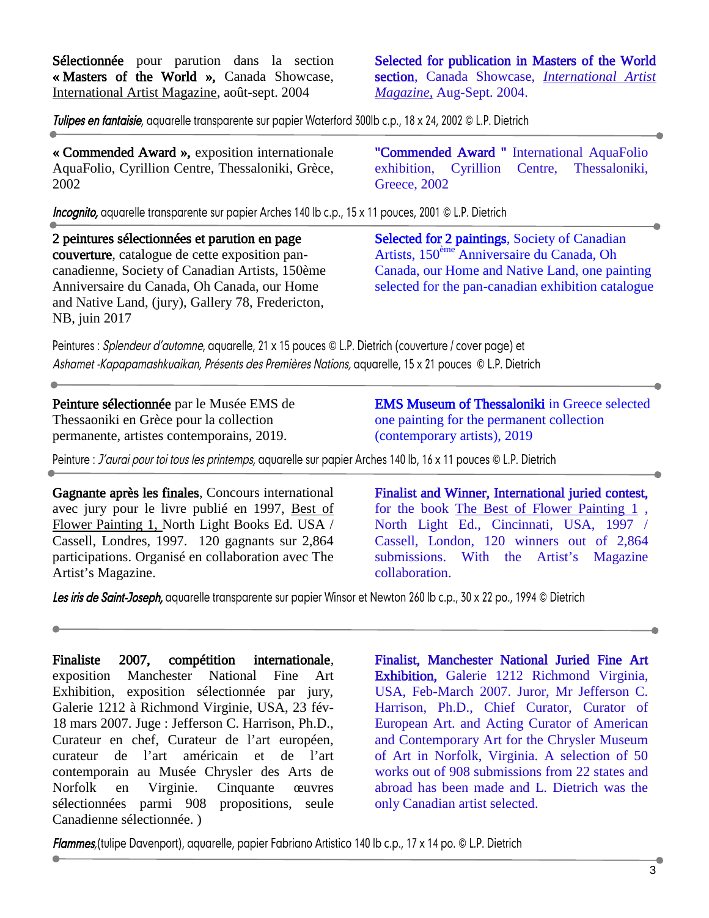**Sélectionnée** pour parution dans la section **« Masters of the World »,** Canada Showcase, International Artist Magazine, août-sept. 2004

**Selected for publication in Masters of the World section**, Canada Showcase, *International Artist Magazine,* Aug-Sept. 2004.

***Tulipes en fantaisie***, aquarelle transparente sur papier Waterford 300lb c.p., 18 x 24, 2002 © L.P. Dietrich

---

**« Commended Award »,** exposition internationale AquaFolio, Cyrillion Centre, Thessaloniki, Grèce, 2002

**"Commended Award "** International AquaFolio exhibition, Cyrillion Centre, Thessaloniki, Greece, 2002

***Incognito,*** aquarelle transparente sur papier Arches 140 lb c.p., 15 x 11 pouces, 2001 © L.P. Dietrich

---

**2 peintures sélectionnées et parution en page couverture**, catalogue de cette exposition pan-canadienne, Society of Canadian Artists, 150ème Anniversaire du Canada, Oh Canada, our Home and Native Land, (jury), Gallery 78, Fredericton, NB, juin 2017

**Selected for 2 paintings**, Society of Canadian Artists, 150ème Anniversaire du Canada, Oh Canada, our Home and Native Land, one painting selected for the pan-canadian exhibition catalogue

Peintures : *Splendeur d'automne,* aquarelle, 21 x 15 pouces © L.P. Dietrich (couverture / cover page) et *Ashamet -Kapapamashkuaikan, Présents des Premières Nations,* aquarelle, 15 x 21 pouces © L.P. Dietrich

---

**Peinture sélectionnée** par le Musée EMS de Thessaoniki en Grèce pour la collection permanente, artistes contemporains, 2019.

**EMS Museum of Thessaloniki** in Greece selected one painting for the permanent collection (contemporary artists), 2019

Peinture : *J'aurai pour toi tous les printemps,* aquarelle sur papier Arches 140 lb, 16 x 11 pouces © L.P. Dietrich

---

**Gagnante après les finales**, Concours international avec jury pour le livre publié en 1997, Best of Flower Painting 1, North Light Books Ed. USA / Cassell, Londres, 1997. 120 gagnants sur 2,864 participations. Organisé en collaboration avec The Artist's Magazine.

**Finalist and Winner, International juried contest,** for the book The Best of Flower Painting 1 , North Light Ed., Cincinnati, USA, 1997 / Cassell, London, 120 winners out of 2,864 submissions. With the Artist's Magazine collaboration.

***Les iris de Saint-Joseph,*** aquarelle transparente sur papier Winsor et Newton 260 lb c.p., 30 x 22 po., 1994 © Dietrich

---

**Finaliste 2007, compétition internationale**, exposition Manchester National Fine Art Exhibition, exposition sélectionnée par jury, Galerie 1212 à Richmond Virginie, USA, 23 fév-18 mars 2007. Juge : Jefferson C. Harrison, Ph.D., Curateur en chef, Curateur de l'art européen, curateur de l'art américain et de l'art contemporain au Musée Chrysler des Arts de Norfolk en Virginie. Cinquante œuvres sélectionnées parmi 908 propositions, seule Canadienne sélectionnée. )

**Finalist, Manchester National Juried Fine Art Exhibition,** Galerie 1212 Richmond Virginia, USA, Feb-March 2007. Juror, Mr Jefferson C. Harrison, Ph.D., Chief Curator, Curator of European Art. and Acting Curator of American and Contemporary Art for the Chrysler Museum of Art in Norfolk, Virginia. A selection of 50 works out of 908 submissions from 22 states and abroad has been made and L. Dietrich was the only Canadian artist selected.

***Flammes,***(tulipe Davenport), aquarelle, papier Fabriano Artistico 140 lb c.p., 17 x 14 po. © L.P. Dietrich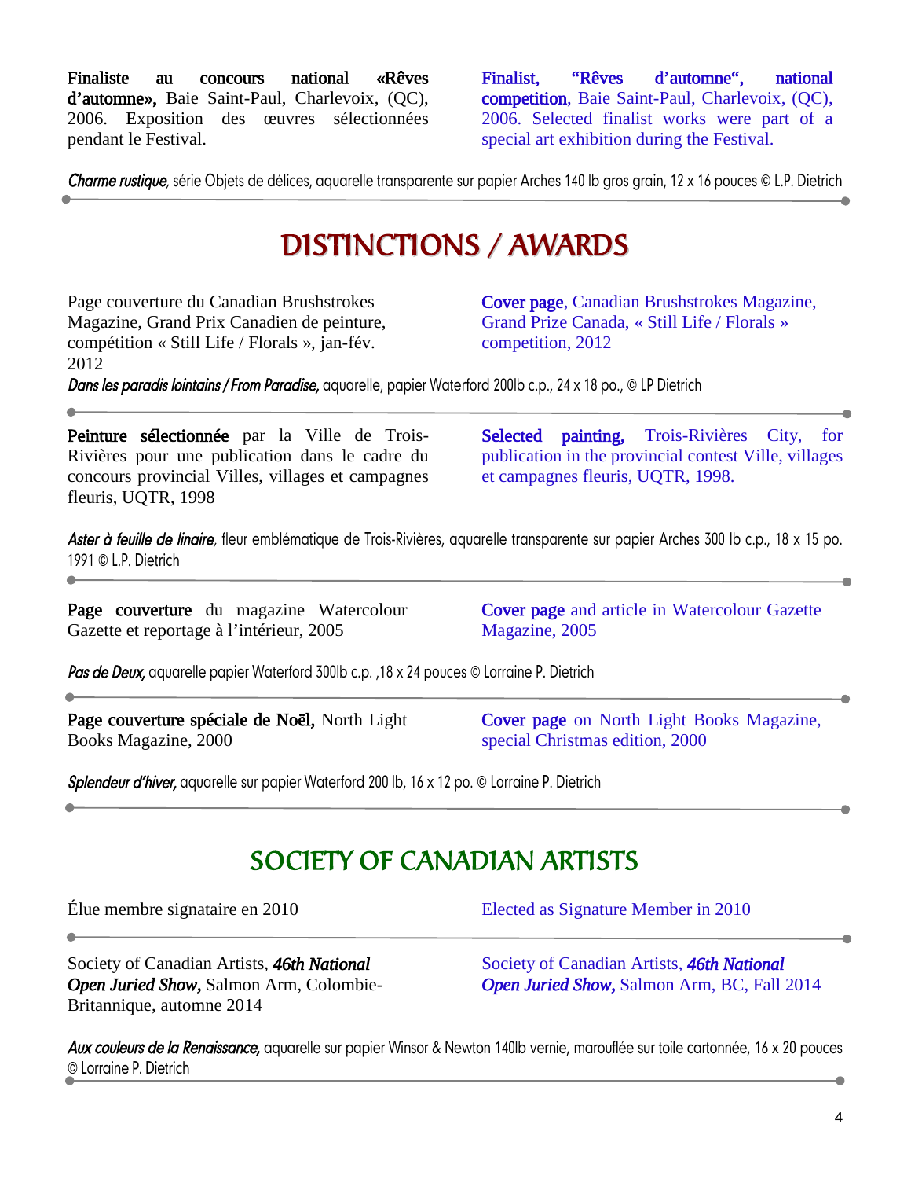**Finaliste au concours national «Rêves d'automne»,** Baie Saint-Paul, Charlevoix, (QC), 2006. Exposition des œuvres sélectionnées pendant le Festival.

**Finalist, "Rêves d'automne", national competition**, Baie Saint-Paul, Charlevoix, (QC), 2006. Selected finalist works were part of a special art exhibition during the Festival.

***Charme rustique***, série Objets de délices, aquarelle transparente sur papier Arches 140 lb gros grain, 12 x 16 pouces © L.P. Dietrich

---

# DISTINCTIONS / AWARDS

Page couverture du Canadian Brushstrokes Magazine, Grand Prix Canadien de peinture, compétition « Still Life / Florals », jan-fév. 2012

**Cover page**, Canadian Brushstrokes Magazine, Grand Prize Canada, « Still Life / Florals » competition, 2012

***Dans les paradis lointains / From Paradise,*** aquarelle, papier Waterford 200lb c.p., 24 x 18 po., © LP Dietrich

---

**Peinture sélectionnée** par la Ville de Trois-Rivières pour une publication dans le cadre du concours provincial Villes, villages et campagnes fleuris, UQTR, 1998

**Selected painting,** Trois-Rivières City, for publication in the provincial contest Ville, villages et campagnes fleuris, UQTR, 1998.

***Aster à feuille de linaire***, fleur emblématique de Trois-Rivières, aquarelle transparente sur papier Arches 300 lb c.p., 18 x 15 po. 1991 © L.P. Dietrich

---

**Page couverture** du magazine Watercolour Gazette et reportage à l'intérieur, 2005

**Cover page** and article in Watercolour Gazette Magazine, 2005

***Pas de Deux,*** aquarelle papier Waterford 300lb c.p. ,18 x 24 pouces © Lorraine P. Dietrich

---

**Page couverture spéciale de Noël,** North Light Books Magazine, 2000

**Cover page** on North Light Books Magazine, special Christmas edition, 2000

***Splendeur d'hiver,*** aquarelle sur papier Waterford 200 lb, 16 x 12 po. © Lorraine P. Dietrich

---

# SOCIETY OF CANADIAN ARTISTS

Élue membre signataire en 2010

Elected as Signature Member in 2010

---

Society of Canadian Artists, ***46th National Open Juried Show,*** Salmon Arm, Colombie-Britannique, automne 2014

Society of Canadian Artists, ***46th National Open Juried Show,*** Salmon Arm, BC, Fall 2014

***Aux couleurs de la Renaissance,*** aquarelle sur papier Winsor & Newton 140lb vernie, marouflée sur toile cartonnée, 16 x 20 pouces © Lorraine P. Dietrich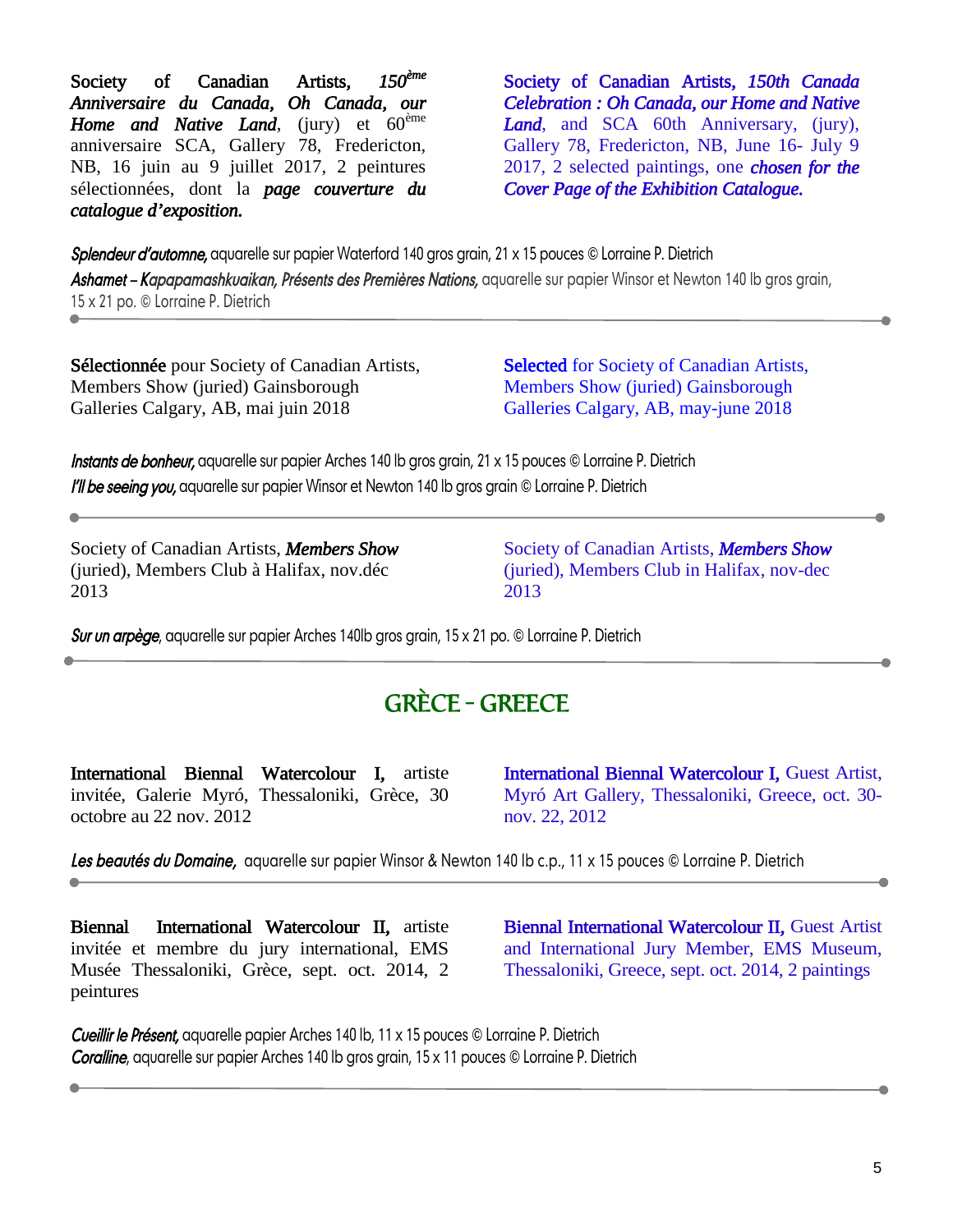Society of Canadian Artists, ***150ème Anniversaire du Canada, Oh Canada, our Home and Native Land***, (jury) et 60ème anniversaire SCA, Gallery 78, Fredericton, NB, 16 juin au 9 juillet 2017, 2 peintures sélectionnées, dont la ***page couverture du catalogue d'exposition.***

Society of Canadian Artists, *150th Canada Celebration : Oh Canada, our Home and Native Land*, and SCA 60th Anniversary, (jury), Gallery 78, Fredericton, NB, June 16- July 9 2017, 2 selected paintings, one ***chosen for the Cover Page of the Exhibition Catalogue.***

***Splendeur d'automne,*** aquarelle sur papier Waterford 140 gros grain, 21 x 15 pouces © Lorraine P. Dietrich
***Ashamet – Kapapamashkuaikan, Présents des Premières Nations,*** aquarelle sur papier Winsor et Newton 140 lb gros grain, 15 x 21 po. © Lorraine P. Dietrich

---

**Sélectionnée** pour Society of Canadian Artists, Members Show (juried) Gainsborough Galleries Calgary, AB, mai juin 2018

**Selected** for Society of Canadian Artists, Members Show (juried) Gainsborough Galleries Calgary, AB, may-june 2018

***Instants de bonheur,*** aquarelle sur papier Arches 140 lb gros grain, 21 x 15 pouces © Lorraine P. Dietrich
***I'll be seeing you,*** aquarelle sur papier Winsor et Newton 140 lb gros grain © Lorraine P. Dietrich

---

Society of Canadian Artists, ***Members Show*** (juried), Members Club à Halifax, nov.déc 2013

Society of Canadian Artists, ***Members Show*** (juried), Members Club in Halifax, nov-dec 2013

***Sur un arpège***, aquarelle sur papier Arches 140lb gros grain, 15 x 21 po. © Lorraine P. Dietrich

---

# GRÈCE - GREECE

**International Biennal Watercolour I,** artiste invitée, Galerie Myró, Thessaloniki, Grèce, 30 octobre au 22 nov. 2012

**International Biennal Watercolour I,** Guest Artist, Myró Art Gallery, Thessaloniki, Greece, oct. 30-nov. 22, 2012

***Les beautés du Domaine,*** aquarelle sur papier Winsor & Newton 140 lb c.p., 11 x 15 pouces © Lorraine P. Dietrich

---

**Biennal International Watercolour II,** artiste invitée et membre du jury international, EMS Musée Thessaloniki, Grèce, sept. oct. 2014, 2 peintures

**Biennal International Watercolour II,** Guest Artist and International Jury Member, EMS Museum, Thessaloniki, Greece, sept. oct. 2014, 2 paintings

***Cueillir le Présent,*** aquarelle papier Arches 140 lb, 11 x 15 pouces © Lorraine P. Dietrich
***Coralline,*** aquarelle sur papier Arches 140 lb gros grain, 15 x 11 pouces © Lorraine P. Dietrich

---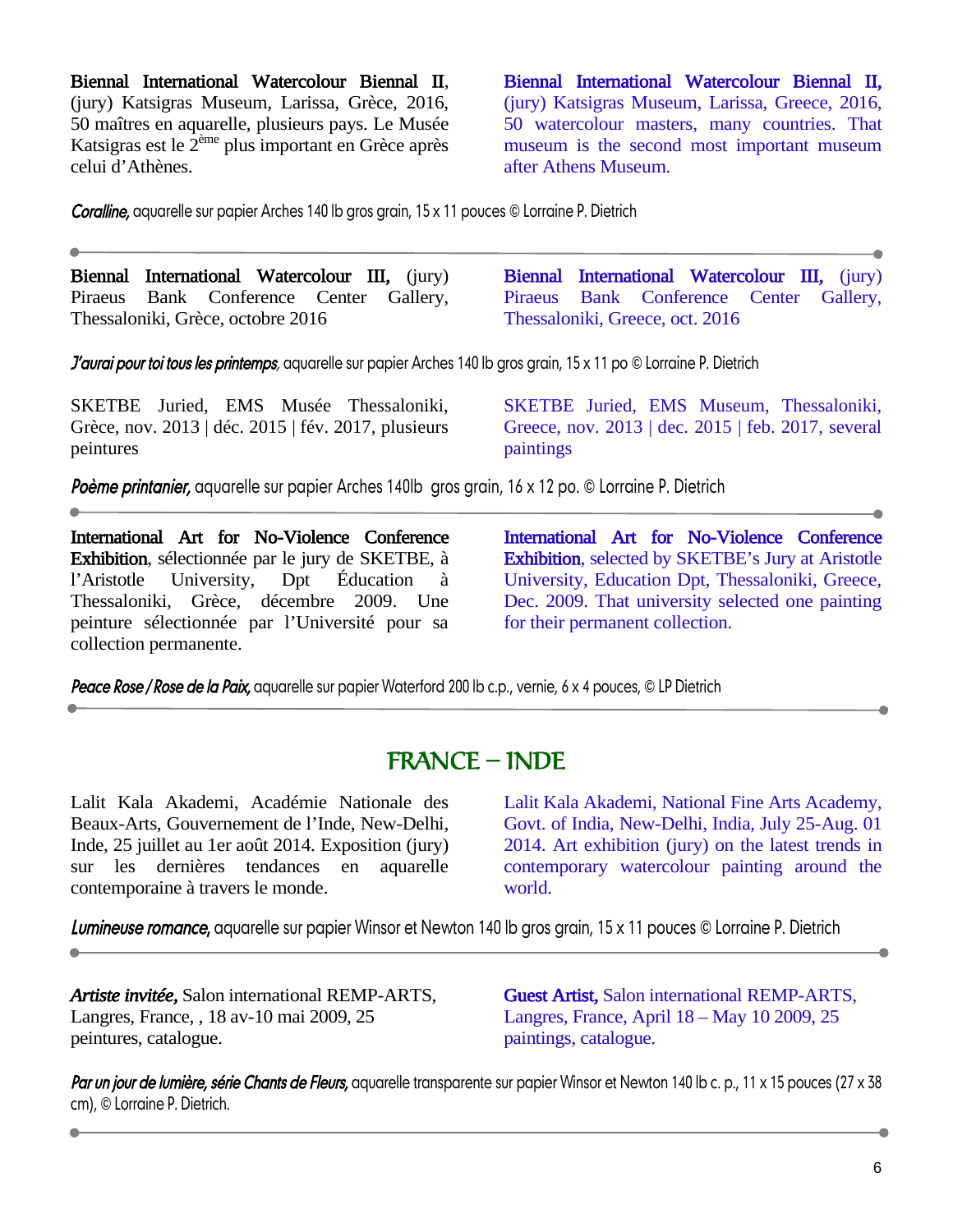**Biennal International Watercolour Biennal II**, (jury) Katsigras Museum, Larissa, Grèce, 2016, 50 maîtres en aquarelle, plusieurs pays. Le Musée Katsigras est le 2ème plus important en Grèce après celui d'Athènes.

**Biennal International Watercolour Biennal II,** (jury) Katsigras Museum, Larissa, Greece, 2016, 50 watercolour masters, many countries. That museum is the second most important museum after Athens Museum.

***Coralline,*** aquarelle sur papier Arches 140 lb gros grain, 15 x 11 pouces © Lorraine P. Dietrich

---

**Biennal International Watercolour III,** (jury) Piraeus Bank Conference Center Gallery, Thessaloniki, Grèce, octobre 2016

**Biennal International Watercolour III,** (jury) Piraeus Bank Conference Center Gallery, Thessaloniki, Greece, oct. 2016

***J'aurai pour toi tous les printemps,*** aquarelle sur papier Arches 140 lb gros grain, 15 x 11 po © Lorraine P. Dietrich

SKETBE Juried, EMS Musée Thessaloniki, Grèce, nov. 2013 | déc. 2015 | fév. 2017, plusieurs peintures

SKETBE Juried, EMS Museum, Thessaloniki, Greece, nov. 2013 | dec. 2015 | feb. 2017, several paintings

***Poème printanier,*** aquarelle sur papier Arches 140lb gros grain, 16 x 12 po. © Lorraine P. Dietrich

---

**International Art for No-Violence Conference Exhibition**, sélectionnée par le jury de SKETBE, à l'Aristotle University, Dpt Éducation à Thessaloniki, Grèce, décembre 2009. Une peinture sélectionnée par l'Université pour sa collection permanente.

**International Art for No-Violence Conference Exhibition**, selected by SKETBE's Jury at Aristotle University, Education Dpt, Thessaloniki, Greece, Dec. 2009. That university selected one painting for their permanent collection.

***Peace Rose / Rose de la Paix,*** aquarelle sur papier Waterford 200 lb c.p., vernie, 6 x 4 pouces, © LP Dietrich

---

## FRANCE – INDE

Lalit Kala Akademi, Académie Nationale des Beaux-Arts, Gouvernement de l'Inde, New-Delhi, Inde, 25 juillet au 1er août 2014. Exposition (jury) sur les dernières tendances en aquarelle contemporaine à travers le monde.

Lalit Kala Akademi, National Fine Arts Academy, Govt. of India, New-Delhi, India, July 25-Aug. 01 2014. Art exhibition (jury) on the latest trends in contemporary watercolour painting around the world.

***Lumineuse romance,*** aquarelle sur papier Winsor et Newton 140 lb gros grain, 15 x 11 pouces © Lorraine P. Dietrich

---

***Artiste invitée,*** Salon international REMP-ARTS, Langres, France, , 18 av-10 mai 2009, 25 peintures, catalogue.

**Guest Artist,** Salon international REMP-ARTS, Langres, France, April 18 – May 10 2009, 25 paintings, catalogue.

***Par un jour de lumière, série Chants de Fleurs,*** aquarelle transparente sur papier Winsor et Newton 140 lb c. p., 11 x 15 pouces (27 x 38 cm), © Lorraine P. Dietrich.

---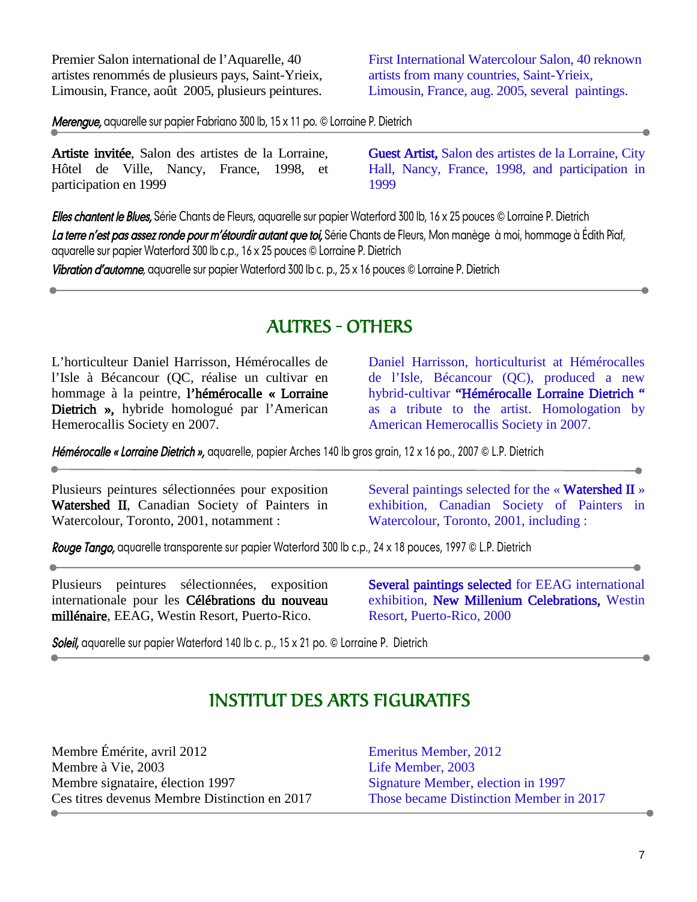Premier Salon international de l'Aquarelle, 40 artistes renommés de plusieurs pays, Saint-Yrieix, Limousin, France, août 2005, plusieurs peintures.

First International Watercolour Salon, 40 reknown artists from many countries, Saint-Yrieix, Limousin, France, aug. 2005, several paintings.

*Merengue,* aquarelle sur papier Fabriano 300 lb, 15 x 11 po. © Lorraine P. Dietrich

**Artiste invitée**, Salon des artistes de la Lorraine, Hôtel de Ville, Nancy, France, 1998, et participation en 1999

**Guest Artist,** Salon des artistes de la Lorraine, City Hall, Nancy, France, 1998, and participation in 1999

*Elles chantent le Blues,* Série Chants de Fleurs, aquarelle sur papier Waterford 300 lb, 16 x 25 pouces © Lorraine P. Dietrich

*La terre n'est pas assez ronde pour m'étourdir autant que toi,* Série Chants de Fleurs, Mon manège à moi, hommage à Édith Piaf, aquarelle sur papier Waterford 300 lb c.p., 16 x 25 pouces © Lorraine P. Dietrich

*Vibration d'automne,* aquarelle sur papier Waterford 300 lb c. p., 25 x 16 pouces © Lorraine P. Dietrich

## AUTRES - OTHERS

L'horticulteur Daniel Harrisson, Hémérocalles de l'Isle à Bécancour (QC, réalise un cultivar en hommage à la peintre, **l'hémérocalle « Lorraine Dietrich »,** hybride homologué par l'American Hemerocallis Society en 2007.

Daniel Harrisson, horticulturist at Hémérocalles de l'Isle, Bécancour (QC), produced a new hybrid-cultivar **"Hémérocalle Lorraine Dietrich "** as a tribute to the artist. Homologation by American Hemerocallis Society in 2007.

*Hémérocalle « Lorraine Dietrich »,* aquarelle, papier Arches 140 lb gros grain, 12 x 16 po., 2007 © L.P. Dietrich

Plusieurs peintures sélectionnées pour exposition **Watershed II**, Canadian Society of Painters in Watercolour, Toronto, 2001, notamment :

Several paintings selected for the « **Watershed II** » exhibition, Canadian Society of Painters in Watercolour, Toronto, 2001, including :

*Rouge Tango,* aquarelle transparente sur papier Waterford 300 lb c.p., 24 x 18 pouces, 1997 © L.P. Dietrich

Plusieurs peintures sélectionnées, exposition internationale pour les **Célébrations du nouveau millénaire**, EEAG, Westin Resort, Puerto-Rico.

**Several paintings selected** for EEAG international exhibition, **New Millenium Celebrations,** Westin Resort, Puerto-Rico, 2000

*Soleil,* aquarelle sur papier Waterford 140 lb c. p., 15 x 21 po. © Lorraine P. Dietrich

## INSTITUT DES ARTS FIGURATIFS

Membre Émérite, avril 2012
Membre à Vie, 2003
Membre signataire, élection 1997
Ces titres devenus Membre Distinction en 2017

Emeritus Member, 2012
Life Member, 2003
Signature Member, election in 1997
Those became Distinction Member in 2017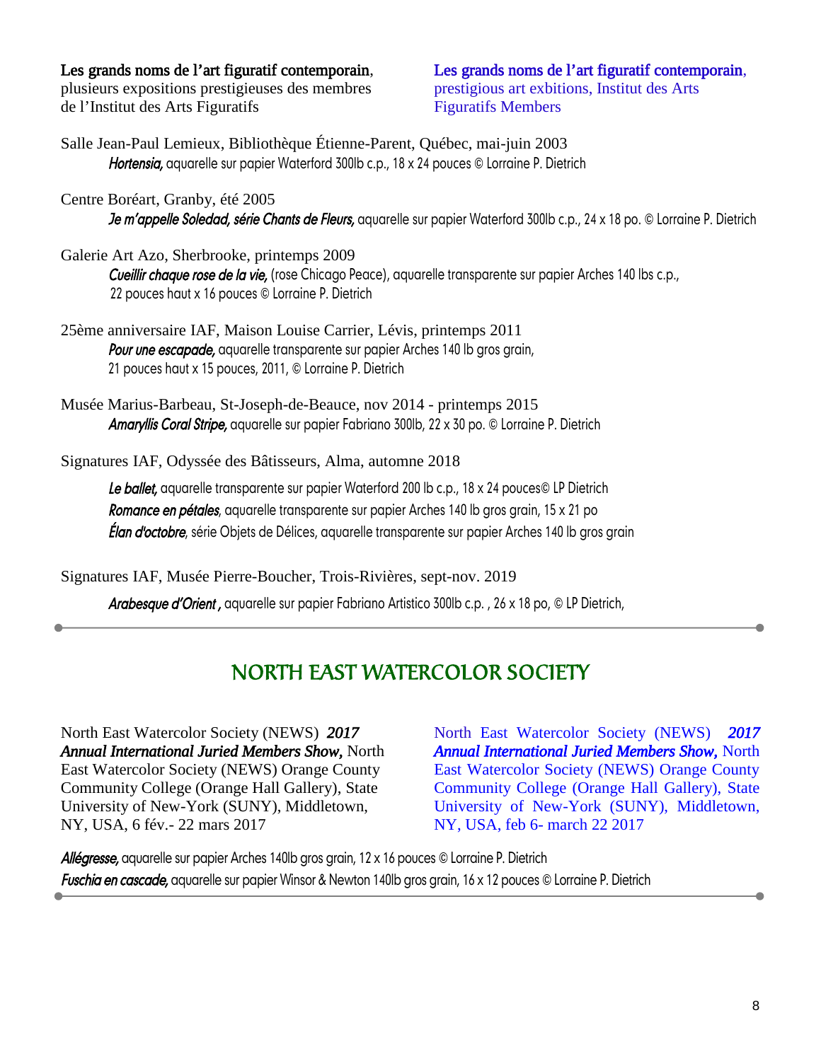**Les grands noms de l'art figuratif contemporain**, plusieurs expositions prestigieuses des membres de l'Institut des Arts Figuratifs

**Les grands noms de l'art figuratif contemporain**, prestigious art exbitions, Institut des Arts Figuratifs Members

Salle Jean-Paul Lemieux, Bibliothèque Étienne-Parent, Québec, mai-juin 2003

***Hortensia,*** aquarelle sur papier Waterford 300lb c.p., 18 x 24 pouces © Lorraine P. Dietrich

Centre Boréart, Granby, été 2005

***Je m'appelle Soledad, série Chants de Fleurs,*** aquarelle sur papier Waterford 300lb c.p., 24 x 18 po. © Lorraine P. Dietrich

Galerie Art Azo, Sherbrooke, printemps 2009

***Cueillir chaque rose de la vie,*** (rose Chicago Peace), aquarelle transparente sur papier Arches 140 lbs c.p., 22 pouces haut x 16 pouces © Lorraine P. Dietrich

25ème anniversaire IAF, Maison Louise Carrier, Lévis, printemps 2011

***Pour une escapade,*** aquarelle transparente sur papier Arches 140 lb gros grain, 21 pouces haut x 15 pouces, 2011, © Lorraine P. Dietrich

Musée Marius-Barbeau, St-Joseph-de-Beauce, nov 2014 - printemps 2015

***Amaryllis Coral Stripe,*** aquarelle sur papier Fabriano 300lb, 22 x 30 po. © Lorraine P. Dietrich

Signatures IAF, Odyssée des Bâtisseurs, Alma, automne 2018

***Le ballet,*** aquarelle transparente sur papier Waterford 200 lb c.p., 18 x 24 pouces© LP Dietrich

***Romance en pétales***, aquarelle transparente sur papier Arches 140 lb gros grain, 15 x 21 po

***Élan d'octobre***, série Objets de Délices, aquarelle transparente sur papier Arches 140 lb gros grain

Signatures IAF, Musée Pierre-Boucher, Trois-Rivières, sept-nov. 2019

***Arabesque d'Orient ,*** aquarelle sur papier Fabriano Artistico 300lb c.p. , 26 x 18 po, © LP Dietrich,

---

## NORTH EAST WATERCOLOR SOCIETY

North East Watercolor Society (NEWS) ***2017 Annual International Juried Members Show,*** North East Watercolor Society (NEWS) Orange County Community College (Orange Hall Gallery), State University of New-York (SUNY), Middletown, NY, USA, 6 fév.- 22 mars 2017

North East Watercolor Society (NEWS) ***2017 Annual International Juried Members Show,*** North East Watercolor Society (NEWS) Orange County Community College (Orange Hall Gallery), State University of New-York (SUNY), Middletown, NY, USA, feb 6- march 22 2017

***Allégresse,*** aquarelle sur papier Arches 140lb gros grain, 12 x 16 pouces © Lorraine P. Dietrich

***Fuschia en cascade,*** aquarelle sur papier Winsor & Newton 140lb gros grain, 16 x 12 pouces © Lorraine P. Dietrich

---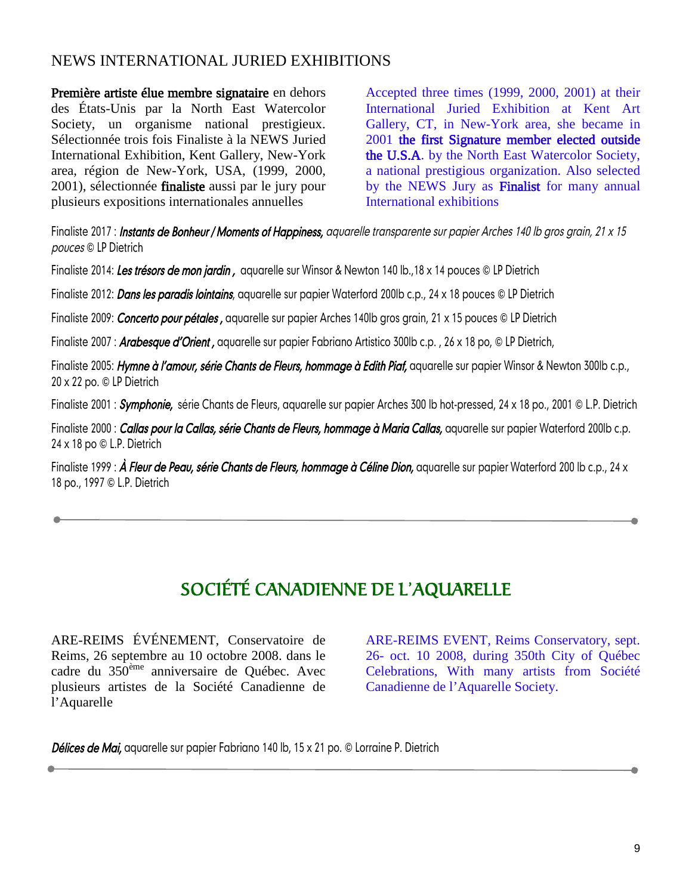NEWS INTERNATIONAL JURIED EXHIBITIONS

**Première artiste élue membre signataire** en dehors des États-Unis par la North East Watercolor Society, un organisme national prestigieux. Sélectionnée trois fois Finaliste à la NEWS Juried International Exhibition, Kent Gallery, New-York area, région de New-York, USA, (1999, 2000, 2001), sélectionnée **finaliste** aussi par le jury pour plusieurs expositions internationales annuelles

Accepted three times (1999, 2000, 2001) at their International Juried Exhibition at Kent Art Gallery, CT, in New-York area, she became in 2001 **the first Signature member elected outside the U.S.A**. by the North East Watercolor Society, a national prestigious organization. Also selected by the NEWS Jury as **Finalist** for many annual International exhibitions

Finaliste 2017 : ***Instants de Bonheur / Moments of Happiness,*** *aquarelle transparente sur papier Arches 140 lb gros grain, 21 x 15 pouces* © LP Dietrich

Finaliste 2014: ***Les trésors de mon jardin ,*** aquarelle sur Winsor & Newton 140 lb.,18 x 14 pouces © LP Dietrich

Finaliste 2012: ***Dans les paradis lointains,*** aquarelle sur papier Waterford 200lb c.p., 24 x 18 pouces © LP Dietrich

Finaliste 2009: ***Concerto pour pétales ,*** aquarelle sur papier Arches 140lb gros grain, 21 x 15 pouces © LP Dietrich

Finaliste 2007 : ***Arabesque d'Orient ,*** aquarelle sur papier Fabriano Artistico 300lb c.p. , 26 x 18 po, © LP Dietrich,

Finaliste 2005: ***Hymne à l'amour, série Chants de Fleurs, hommage à Edith Piaf,*** aquarelle sur papier Winsor & Newton 300lb c.p., 20 x 22 po. © LP Dietrich

Finaliste 2001 : ***Symphonie,*** série Chants de Fleurs, aquarelle sur papier Arches 300 lb hot-pressed, 24 x 18 po., 2001 © L.P. Dietrich

Finaliste 2000 : ***Callas pour la Callas, série Chants de Fleurs, hommage à Maria Callas,*** aquarelle sur papier Waterford 200lb c.p. 24 x 18 po © L.P. Dietrich

Finaliste 1999 : ***À Fleur de Peau, série Chants de Fleurs, hommage à Céline Dion,*** aquarelle sur papier Waterford 200 lb c.p., 24 x 18 po., 1997 © L.P. Dietrich

---

# SOCIÉTÉ CANADIENNE DE L'AQUARELLE

ARE-REIMS ÉVÉNEMENT, Conservatoire de Reims, 26 septembre au 10 octobre 2008. dans le cadre du 350ème anniversaire de Québec. Avec plusieurs artistes de la Société Canadienne de l'Aquarelle

ARE-REIMS EVENT, Reims Conservatory, sept. 26- oct. 10 2008, during 350th City of Québec Celebrations, With many artists from Société Canadienne de l'Aquarelle Society.

***Délices de Mai,*** aquarelle sur papier Fabriano 140 lb, 15 x 21 po. © Lorraine P. Dietrich

---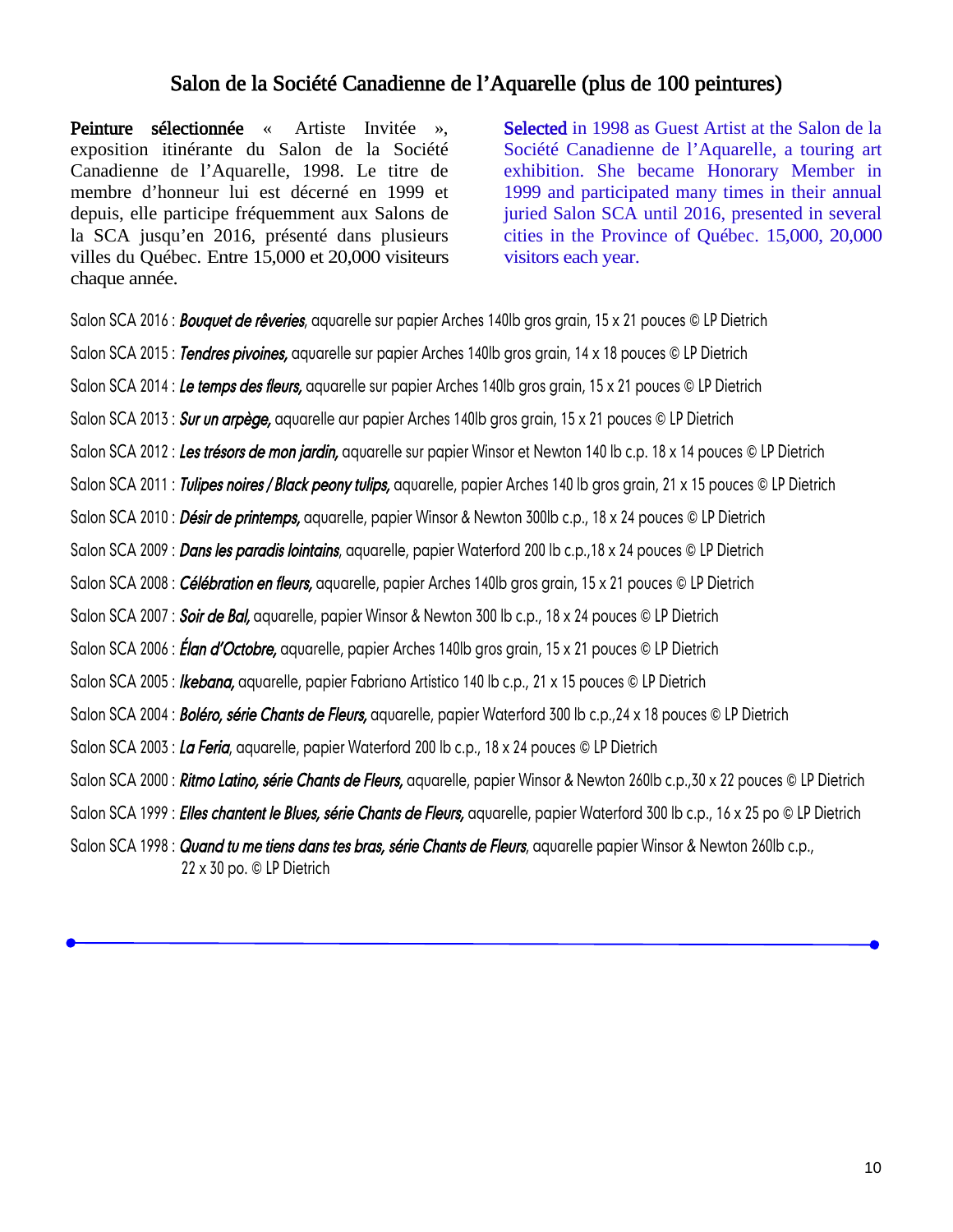## Salon de la Société Canadienne de l'Aquarelle (plus de 100 peintures)

**Peinture sélectionnée** « Artiste Invitée », exposition itinérante du Salon de la Société Canadienne de l'Aquarelle, 1998. Le titre de membre d'honneur lui est décerné en 1999 et depuis, elle participe fréquemment aux Salons de la SCA jusqu'en 2016, présenté dans plusieurs villes du Québec. Entre 15,000 et 20,000 visiteurs chaque année.

**Selected** in 1998 as Guest Artist at the Salon de la Société Canadienne de l'Aquarelle, a touring art exhibition. She became Honorary Member in 1999 and participated many times in their annual juried Salon SCA until 2016, presented in several cities in the Province of Québec. 15,000, 20,000 visitors each year.

Salon SCA 2016 : ***Bouquet de rêveries***, aquarelle sur papier Arches 140lb gros grain, 15 x 21 pouces © LP Dietrich

Salon SCA 2015 : ***Tendres pivoines,*** aquarelle sur papier Arches 140lb gros grain, 14 x 18 pouces © LP Dietrich

Salon SCA 2014 : ***Le temps des fleurs,*** aquarelle sur papier Arches 140lb gros grain, 15 x 21 pouces © LP Dietrich

Salon SCA 2013 : ***Sur un arpège,*** aquarelle aur papier Arches 140lb gros grain, 15 x 21 pouces © LP Dietrich

Salon SCA 2012 : ***Les trésors de mon jardin,*** aquarelle sur papier Winsor et Newton 140 lb c.p. 18 x 14 pouces © LP Dietrich

Salon SCA 2011 : ***Tulipes noires / Black peony tulips,*** aquarelle, papier Arches 140 lb gros grain, 21 x 15 pouces © LP Dietrich

Salon SCA 2010 : ***Désir de printemps,*** aquarelle, papier Winsor & Newton 300lb c.p., 18 x 24 pouces © LP Dietrich

Salon SCA 2009 : ***Dans les paradis lointains***, aquarelle, papier Waterford 200 lb c.p.,18 x 24 pouces © LP Dietrich

Salon SCA 2008 : ***Célébration en fleurs,*** aquarelle, papier Arches 140lb gros grain, 15 x 21 pouces © LP Dietrich

Salon SCA 2007 : ***Soir de Bal,*** aquarelle, papier Winsor & Newton 300 lb c.p., 18 x 24 pouces © LP Dietrich

Salon SCA 2006 : ***Élan d'Octobre,*** aquarelle, papier Arches 140lb gros grain, 15 x 21 pouces © LP Dietrich

Salon SCA 2005 : ***Ikebana,*** aquarelle, papier Fabriano Artistico 140 lb c.p., 21 x 15 pouces © LP Dietrich

Salon SCA 2004 : ***Boléro, série Chants de Fleurs,*** aquarelle, papier Waterford 300 lb c.p.,24 x 18 pouces © LP Dietrich

Salon SCA 2003 : ***La Feria***, aquarelle, papier Waterford 200 lb c.p., 18 x 24 pouces © LP Dietrich

Salon SCA 2000 : ***Ritmo Latino, série Chants de Fleurs,*** aquarelle, papier Winsor & Newton 260lb c.p.,30 x 22 pouces © LP Dietrich

Salon SCA 1999 : ***Elles chantent le Blues, série Chants de Fleurs,*** aquarelle, papier Waterford 300 lb c.p., 16 x 25 po © LP Dietrich

Salon SCA 1998 : ***Quand tu me tiens dans tes bras, série Chants de Fleurs***, aquarelle papier Winsor & Newton 260lb c.p., 22 x 30 po. © LP Dietrich